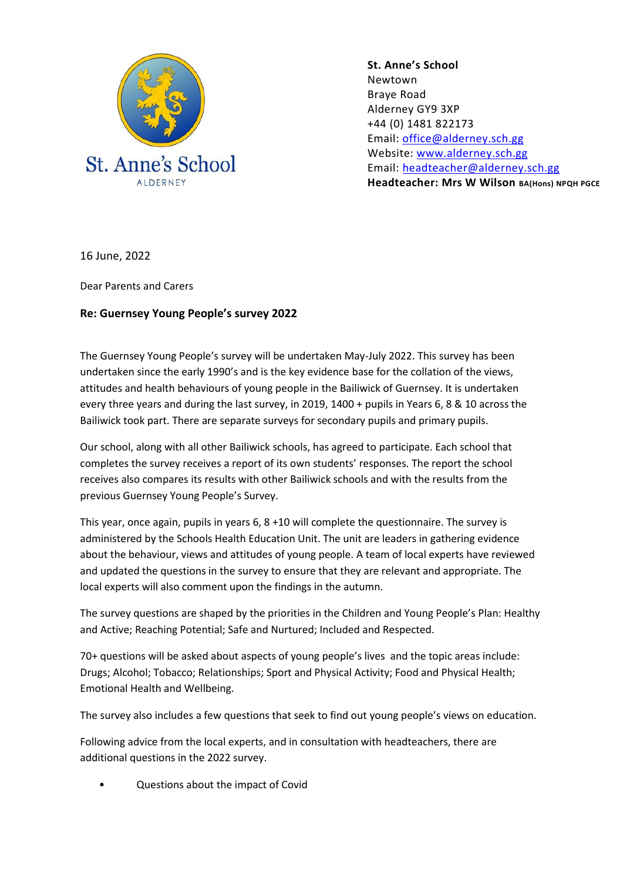St. Anne's School
ALDERNEY

**St. Anne's School**
Newtown
Braye Road
Alderney GY9 3XP
+44 (0) 1481 822173
Email: office@alderney.sch.gg
Website: www.alderney.sch.gg
Email: headteacher@alderney.sch.gg
**Headteacher: Mrs W Wilson** BA(Hons) NPQH PGCE

16 June, 2022

Dear Parents and Carers

**Re: Guernsey Young People's survey 2022**

The Guernsey Young People's survey will be undertaken May-July 2022. This survey has been undertaken since the early 1990's and is the key evidence base for the collation of the views, attitudes and health behaviours of young people in the Bailiwick of Guernsey. It is undertaken every three years and during the last survey, in 2019, 1400 + pupils in Years 6, 8 & 10 across the Bailiwick took part. There are separate surveys for secondary pupils and primary pupils.

Our school, along with all other Bailiwick schools, has agreed to participate. Each school that completes the survey receives a report of its own students' responses. The report the school receives also compares its results with other Bailiwick schools and with the results from the previous Guernsey Young People's Survey.

This year, once again, pupils in years 6, 8 +10 will complete the questionnaire. The survey is administered by the Schools Health Education Unit. The unit are leaders in gathering evidence about the behaviour, views and attitudes of young people. A team of local experts have reviewed and updated the questions in the survey to ensure that they are relevant and appropriate. The local experts will also comment upon the findings in the autumn.

The survey questions are shaped by the priorities in the Children and Young People's Plan: Healthy and Active; Reaching Potential; Safe and Nurtured; Included and Respected.

70+ questions will be asked about aspects of young people's lives and the topic areas include: Drugs; Alcohol; Tobacco; Relationships; Sport and Physical Activity; Food and Physical Health; Emotional Health and Wellbeing.

The survey also includes a few questions that seek to find out young people's views on education.

Following advice from the local experts, and in consultation with headteachers, there are additional questions in the 2022 survey.

- Questions about the impact of Covid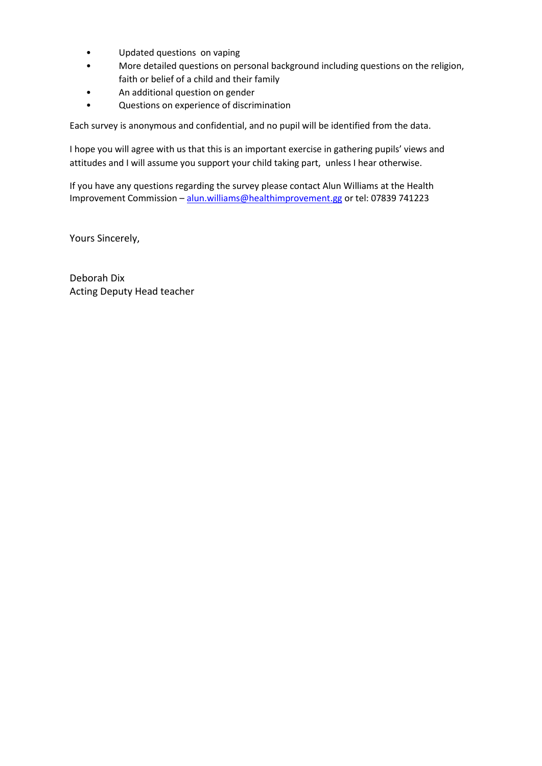- Updated questions on vaping
- More detailed questions on personal background including questions on the religion, faith or belief of a child and their family
- An additional question on gender
- Questions on experience of discrimination

Each survey is anonymous and confidential, and no pupil will be identified from the data.

I hope you will agree with us that this is an important exercise in gathering pupils' views and attitudes and I will assume you support your child taking part, unless I hear otherwise.

If you have any questions regarding the survey please contact Alun Williams at the Health Improvement Commission – alun.williams@healthimprovement.gg or tel: 07839 741223

Yours Sincerely,

Deborah Dix
Acting Deputy Head teacher